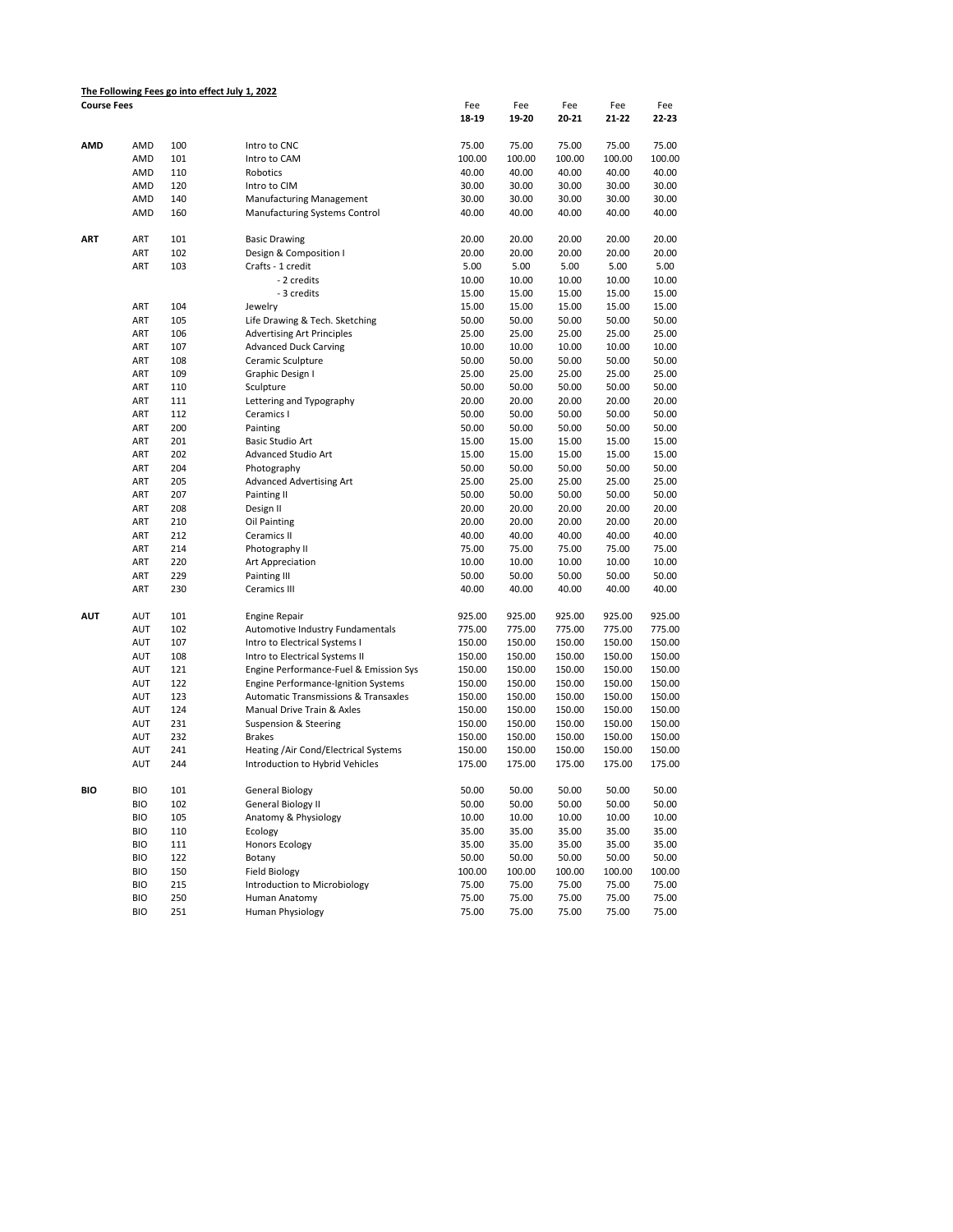**The Following Fees go into effect July 1, 2022**

| Course Fees | | | | Fee 18-19 | Fee 19-20 | Fee 20-21 | Fee 21-22 | Fee 22-23 |
|---|---|---|---|---|---|---|---|---|
| **AMD** | AMD | 100 | Intro to CNC | 75.00 | 75.00 | 75.00 | 75.00 | 75.00 |
| | AMD | 101 | Intro to CAM | 100.00 | 100.00 | 100.00 | 100.00 | 100.00 |
| | AMD | 110 | Robotics | 40.00 | 40.00 | 40.00 | 40.00 | 40.00 |
| | AMD | 120 | Intro to CIM | 30.00 | 30.00 | 30.00 | 30.00 | 30.00 |
| | AMD | 140 | Manufacturing Management | 30.00 | 30.00 | 30.00 | 30.00 | 30.00 |
| | AMD | 160 | Manufacturing Systems Control | 40.00 | 40.00 | 40.00 | 40.00 | 40.00 |
| **ART** | ART | 101 | Basic Drawing | 20.00 | 20.00 | 20.00 | 20.00 | 20.00 |
| | ART | 102 | Design & Composition I | 20.00 | 20.00 | 20.00 | 20.00 | 20.00 |
| | ART | 103 | Crafts - 1 credit | 5.00 | 5.00 | 5.00 | 5.00 | 5.00 |
| | | | - 2 credits | 10.00 | 10.00 | 10.00 | 10.00 | 10.00 |
| | | | - 3 credits | 15.00 | 15.00 | 15.00 | 15.00 | 15.00 |
| | ART | 104 | Jewelry | 15.00 | 15.00 | 15.00 | 15.00 | 15.00 |
| | ART | 105 | Life Drawing & Tech. Sketching | 50.00 | 50.00 | 50.00 | 50.00 | 50.00 |
| | ART | 106 | Advertising Art Principles | 25.00 | 25.00 | 25.00 | 25.00 | 25.00 |
| | ART | 107 | Advanced Duck Carving | 10.00 | 10.00 | 10.00 | 10.00 | 10.00 |
| | ART | 108 | Ceramic Sculpture | 50.00 | 50.00 | 50.00 | 50.00 | 50.00 |
| | ART | 109 | Graphic Design I | 25.00 | 25.00 | 25.00 | 25.00 | 25.00 |
| | ART | 110 | Sculpture | 50.00 | 50.00 | 50.00 | 50.00 | 50.00 |
| | ART | 111 | Lettering and Typography | 20.00 | 20.00 | 20.00 | 20.00 | 20.00 |
| | ART | 112 | Ceramics I | 50.00 | 50.00 | 50.00 | 50.00 | 50.00 |
| | ART | 200 | Painting | 50.00 | 50.00 | 50.00 | 50.00 | 50.00 |
| | ART | 201 | Basic Studio Art | 15.00 | 15.00 | 15.00 | 15.00 | 15.00 |
| | ART | 202 | Advanced Studio Art | 15.00 | 15.00 | 15.00 | 15.00 | 15.00 |
| | ART | 204 | Photography | 50.00 | 50.00 | 50.00 | 50.00 | 50.00 |
| | ART | 205 | Advanced Advertising Art | 25.00 | 25.00 | 25.00 | 25.00 | 25.00 |
| | ART | 207 | Painting II | 50.00 | 50.00 | 50.00 | 50.00 | 50.00 |
| | ART | 208 | Design II | 20.00 | 20.00 | 20.00 | 20.00 | 20.00 |
| | ART | 210 | Oil Painting | 20.00 | 20.00 | 20.00 | 20.00 | 20.00 |
| | ART | 212 | Ceramics II | 40.00 | 40.00 | 40.00 | 40.00 | 40.00 |
| | ART | 214 | Photography II | 75.00 | 75.00 | 75.00 | 75.00 | 75.00 |
| | ART | 220 | Art Appreciation | 10.00 | 10.00 | 10.00 | 10.00 | 10.00 |
| | ART | 229 | Painting III | 50.00 | 50.00 | 50.00 | 50.00 | 50.00 |
| | ART | 230 | Ceramics III | 40.00 | 40.00 | 40.00 | 40.00 | 40.00 |
| **AUT** | AUT | 101 | Engine Repair | 925.00 | 925.00 | 925.00 | 925.00 | 925.00 |
| | AUT | 102 | Automotive Industry Fundamentals | 775.00 | 775.00 | 775.00 | 775.00 | 775.00 |
| | AUT | 107 | Intro to Electrical Systems I | 150.00 | 150.00 | 150.00 | 150.00 | 150.00 |
| | AUT | 108 | Intro to Electrical Systems II | 150.00 | 150.00 | 150.00 | 150.00 | 150.00 |
| | AUT | 121 | Engine Performance-Fuel & Emission Sys | 150.00 | 150.00 | 150.00 | 150.00 | 150.00 |
| | AUT | 122 | Engine Performance-Ignition Systems | 150.00 | 150.00 | 150.00 | 150.00 | 150.00 |
| | AUT | 123 | Automatic Transmissions & Transaxles | 150.00 | 150.00 | 150.00 | 150.00 | 150.00 |
| | AUT | 124 | Manual Drive Train & Axles | 150.00 | 150.00 | 150.00 | 150.00 | 150.00 |
| | AUT | 231 | Suspension & Steering | 150.00 | 150.00 | 150.00 | 150.00 | 150.00 |
| | AUT | 232 | Brakes | 150.00 | 150.00 | 150.00 | 150.00 | 150.00 |
| | AUT | 241 | Heating /Air Cond/Electrical Systems | 150.00 | 150.00 | 150.00 | 150.00 | 150.00 |
| | AUT | 244 | Introduction to Hybrid Vehicles | 175.00 | 175.00 | 175.00 | 175.00 | 175.00 |
| **BIO** | BIO | 101 | General Biology | 50.00 | 50.00 | 50.00 | 50.00 | 50.00 |
| | BIO | 102 | General Biology II | 50.00 | 50.00 | 50.00 | 50.00 | 50.00 |
| | BIO | 105 | Anatomy & Physiology | 10.00 | 10.00 | 10.00 | 10.00 | 10.00 |
| | BIO | 110 | Ecology | 35.00 | 35.00 | 35.00 | 35.00 | 35.00 |
| | BIO | 111 | Honors Ecology | 35.00 | 35.00 | 35.00 | 35.00 | 35.00 |
| | BIO | 122 | Botany | 50.00 | 50.00 | 50.00 | 50.00 | 50.00 |
| | BIO | 150 | Field Biology | 100.00 | 100.00 | 100.00 | 100.00 | 100.00 |
| | BIO | 215 | Introduction to Microbiology | 75.00 | 75.00 | 75.00 | 75.00 | 75.00 |
| | BIO | 250 | Human Anatomy | 75.00 | 75.00 | 75.00 | 75.00 | 75.00 |
| | BIO | 251 | Human Physiology | 75.00 | 75.00 | 75.00 | 75.00 | 75.00 |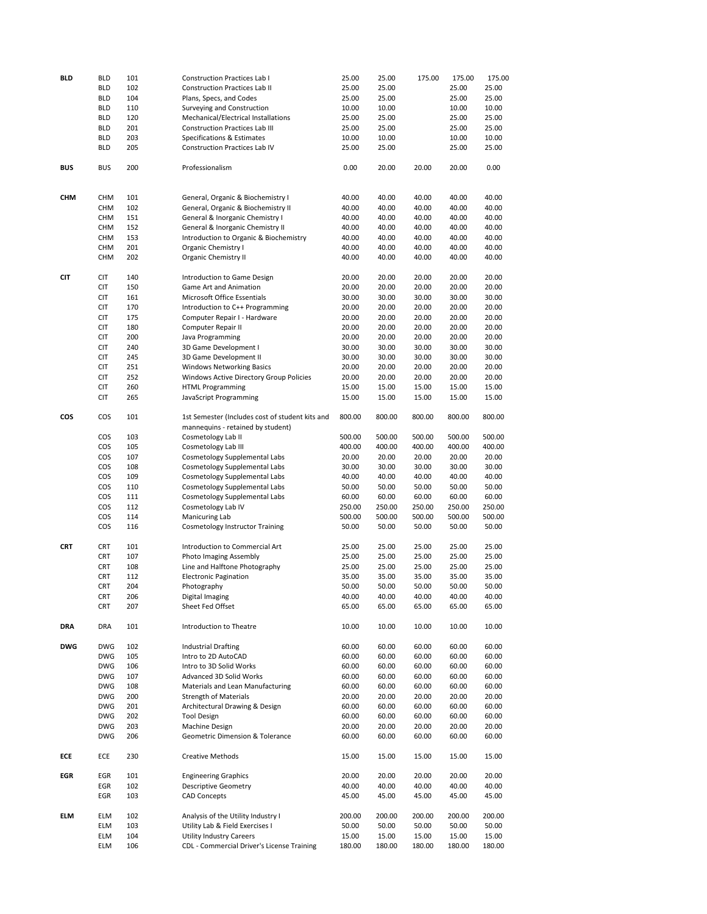| | | | | | | | | |
|---|---|---|---|---|---|---|---|---|
| **BLD** | BLD | 101 | Construction Practices Lab I | 25.00 | 25.00 | 175.00 | 175.00 | 175.00 |
| | BLD | 102 | Construction Practices Lab II | 25.00 | 25.00 | | 25.00 | 25.00 |
| | BLD | 104 | Plans, Specs, and Codes | 25.00 | 25.00 | | 25.00 | 25.00 |
| | BLD | 110 | Surveying and Construction | 10.00 | 10.00 | | 10.00 | 10.00 |
| | BLD | 120 | Mechanical/Electrical Installations | 25.00 | 25.00 | | 25.00 | 25.00 |
| | BLD | 201 | Construction Practices Lab III | 25.00 | 25.00 | | 25.00 | 25.00 |
| | BLD | 203 | Specifications & Estimates | 10.00 | 10.00 | | 10.00 | 10.00 |
| | BLD | 205 | Construction Practices Lab IV | 25.00 | 25.00 | | 25.00 | 25.00 |
| **BUS** | BUS | 200 | Professionalism | 0.00 | 20.00 | 20.00 | 20.00 | 0.00 |
| **CHM** | CHM | 101 | General, Organic & Biochemistry I | 40.00 | 40.00 | 40.00 | 40.00 | 40.00 |
| | CHM | 102 | General, Organic & Biochemistry II | 40.00 | 40.00 | 40.00 | 40.00 | 40.00 |
| | CHM | 151 | General & Inorganic Chemistry I | 40.00 | 40.00 | 40.00 | 40.00 | 40.00 |
| | CHM | 152 | General & Inorganic Chemistry II | 40.00 | 40.00 | 40.00 | 40.00 | 40.00 |
| | CHM | 153 | Introduction to Organic & Biochemistry | 40.00 | 40.00 | 40.00 | 40.00 | 40.00 |
| | CHM | 201 | Organic Chemistry I | 40.00 | 40.00 | 40.00 | 40.00 | 40.00 |
| | CHM | 202 | Organic Chemistry II | 40.00 | 40.00 | 40.00 | 40.00 | 40.00 |
| **CIT** | CIT | 140 | Introduction to Game Design | 20.00 | 20.00 | 20.00 | 20.00 | 20.00 |
| | CIT | 150 | Game Art and Animation | 20.00 | 20.00 | 20.00 | 20.00 | 20.00 |
| | CIT | 161 | Microsoft Office Essentials | 30.00 | 30.00 | 30.00 | 30.00 | 30.00 |
| | CIT | 170 | Introduction to C++ Programming | 20.00 | 20.00 | 20.00 | 20.00 | 20.00 |
| | CIT | 175 | Computer Repair I - Hardware | 20.00 | 20.00 | 20.00 | 20.00 | 20.00 |
| | CIT | 180 | Computer Repair II | 20.00 | 20.00 | 20.00 | 20.00 | 20.00 |
| | CIT | 200 | Java Programming | 20.00 | 20.00 | 20.00 | 20.00 | 20.00 |
| | CIT | 240 | 3D Game Development I | 30.00 | 30.00 | 30.00 | 30.00 | 30.00 |
| | CIT | 245 | 3D Game Development II | 30.00 | 30.00 | 30.00 | 30.00 | 30.00 |
| | CIT | 251 | Windows Networking Basics | 20.00 | 20.00 | 20.00 | 20.00 | 20.00 |
| | CIT | 252 | Windows Active Directory Group Policies | 20.00 | 20.00 | 20.00 | 20.00 | 20.00 |
| | CIT | 260 | HTML Programming | 15.00 | 15.00 | 15.00 | 15.00 | 15.00 |
| | CIT | 265 | JavaScript Programming | 15.00 | 15.00 | 15.00 | 15.00 | 15.00 |
| **COS** | COS | 101 | 1st Semester (Includes cost of student kits and mannequins - retained by student) | 800.00 | 800.00 | 800.00 | 800.00 | 800.00 |
| | COS | 103 | Cosmetology Lab II | 500.00 | 500.00 | 500.00 | 500.00 | 500.00 |
| | COS | 105 | Cosmetology Lab III | 400.00 | 400.00 | 400.00 | 400.00 | 400.00 |
| | COS | 107 | Cosmetology Supplemental Labs | 20.00 | 20.00 | 20.00 | 20.00 | 20.00 |
| | COS | 108 | Cosmetology Supplemental Labs | 30.00 | 30.00 | 30.00 | 30.00 | 30.00 |
| | COS | 109 | Cosmetology Supplemental Labs | 40.00 | 40.00 | 40.00 | 40.00 | 40.00 |
| | COS | 110 | Cosmetology Supplemental Labs | 50.00 | 50.00 | 50.00 | 50.00 | 50.00 |
| | COS | 111 | Cosmetology Supplemental Labs | 60.00 | 60.00 | 60.00 | 60.00 | 60.00 |
| | COS | 112 | Cosmetology Lab IV | 250.00 | 250.00 | 250.00 | 250.00 | 250.00 |
| | COS | 114 | Manicuring Lab | 500.00 | 500.00 | 500.00 | 500.00 | 500.00 |
| | COS | 116 | Cosmetology Instructor Training | 50.00 | 50.00 | 50.00 | 50.00 | 50.00 |
| **CRT** | CRT | 101 | Introduction to Commercial Art | 25.00 | 25.00 | 25.00 | 25.00 | 25.00 |
| | CRT | 107 | Photo Imaging Assembly | 25.00 | 25.00 | 25.00 | 25.00 | 25.00 |
| | CRT | 108 | Line and Halftone Photography | 25.00 | 25.00 | 25.00 | 25.00 | 25.00 |
| | CRT | 112 | Electronic Pagination | 35.00 | 35.00 | 35.00 | 35.00 | 35.00 |
| | CRT | 204 | Photography | 50.00 | 50.00 | 50.00 | 50.00 | 50.00 |
| | CRT | 206 | Digital Imaging | 40.00 | 40.00 | 40.00 | 40.00 | 40.00 |
| | CRT | 207 | Sheet Fed Offset | 65.00 | 65.00 | 65.00 | 65.00 | 65.00 |
| **DRA** | DRA | 101 | Introduction to Theatre | 10.00 | 10.00 | 10.00 | 10.00 | 10.00 |
| **DWG** | DWG | 102 | Industrial Drafting | 60.00 | 60.00 | 60.00 | 60.00 | 60.00 |
| | DWG | 105 | Intro to 2D AutoCAD | 60.00 | 60.00 | 60.00 | 60.00 | 60.00 |
| | DWG | 106 | Intro to 3D Solid Works | 60.00 | 60.00 | 60.00 | 60.00 | 60.00 |
| | DWG | 107 | Advanced 3D Solid Works | 60.00 | 60.00 | 60.00 | 60.00 | 60.00 |
| | DWG | 108 | Materials and Lean Manufacturing | 60.00 | 60.00 | 60.00 | 60.00 | 60.00 |
| | DWG | 200 | Strength of Materials | 20.00 | 20.00 | 20.00 | 20.00 | 20.00 |
| | DWG | 201 | Architectural Drawing & Design | 60.00 | 60.00 | 60.00 | 60.00 | 60.00 |
| | DWG | 202 | Tool Design | 60.00 | 60.00 | 60.00 | 60.00 | 60.00 |
| | DWG | 203 | Machine Design | 20.00 | 20.00 | 20.00 | 20.00 | 20.00 |
| | DWG | 206 | Geometric Dimension & Tolerance | 60.00 | 60.00 | 60.00 | 60.00 | 60.00 |
| **ECE** | ECE | 230 | Creative Methods | 15.00 | 15.00 | 15.00 | 15.00 | 15.00 |
| **EGR** | EGR | 101 | Engineering Graphics | 20.00 | 20.00 | 20.00 | 20.00 | 20.00 |
| | EGR | 102 | Descriptive Geometry | 40.00 | 40.00 | 40.00 | 40.00 | 40.00 |
| | EGR | 103 | CAD Concepts | 45.00 | 45.00 | 45.00 | 45.00 | 45.00 |
| **ELM** | ELM | 102 | Analysis of the Utility Industry I | 200.00 | 200.00 | 200.00 | 200.00 | 200.00 |
| | ELM | 103 | Utility Lab & Field Exercises I | 50.00 | 50.00 | 50.00 | 50.00 | 50.00 |
| | ELM | 104 | Utility Industry Careers | 15.00 | 15.00 | 15.00 | 15.00 | 15.00 |
| | ELM | 106 | CDL - Commercial Driver's License Training | 180.00 | 180.00 | 180.00 | 180.00 | 180.00 |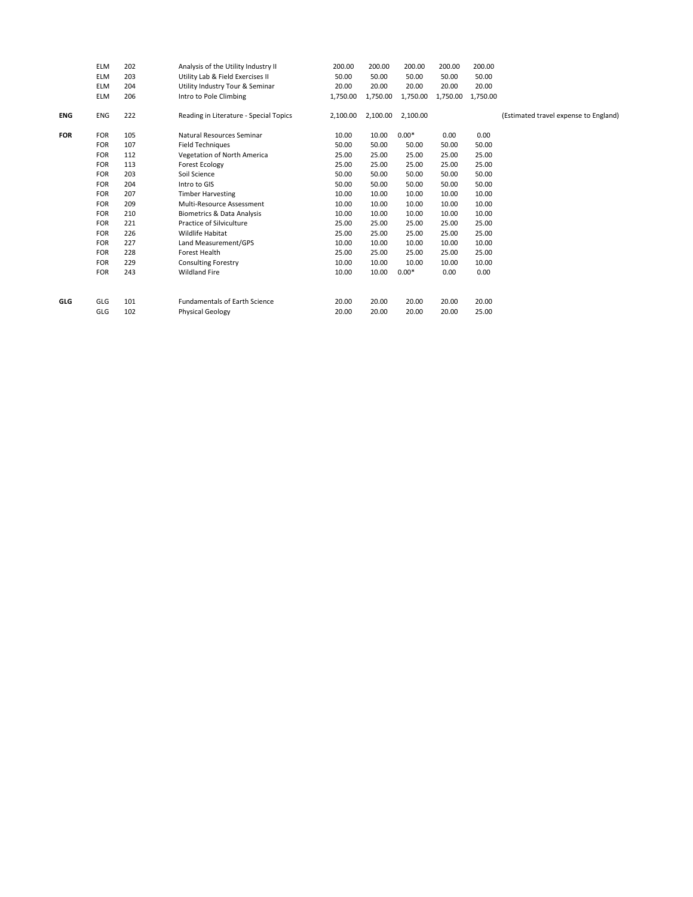| | | | | | | | | | |
|---|---|---|---|---|---|---|---|---|---|
| | ELM | 202 | Analysis of the Utility Industry II | 200.00 | 200.00 | 200.00 | 200.00 | 200.00 | |
| | ELM | 203 | Utility Lab & Field Exercises II | 50.00 | 50.00 | 50.00 | 50.00 | 50.00 | |
| | ELM | 204 | Utility Industry Tour & Seminar | 20.00 | 20.00 | 20.00 | 20.00 | 20.00 | |
| | ELM | 206 | Intro to Pole Climbing | 1,750.00 | 1,750.00 | 1,750.00 | 1,750.00 | 1,750.00 | |
| **ENG** | ENG | 222 | Reading in Literature - Special Topics | 2,100.00 | 2,100.00 | 2,100.00 | | | (Estimated travel expense to England) |
| **FOR** | FOR | 105 | Natural Resources Seminar | 10.00 | 10.00 | 0.00* | 0.00 | 0.00 | |
| | FOR | 107 | Field Techniques | 50.00 | 50.00 | 50.00 | 50.00 | 50.00 | |
| | FOR | 112 | Vegetation of North America | 25.00 | 25.00 | 25.00 | 25.00 | 25.00 | |
| | FOR | 113 | Forest Ecology | 25.00 | 25.00 | 25.00 | 25.00 | 25.00 | |
| | FOR | 203 | Soil Science | 50.00 | 50.00 | 50.00 | 50.00 | 50.00 | |
| | FOR | 204 | Intro to GIS | 50.00 | 50.00 | 50.00 | 50.00 | 50.00 | |
| | FOR | 207 | Timber Harvesting | 10.00 | 10.00 | 10.00 | 10.00 | 10.00 | |
| | FOR | 209 | Multi-Resource Assessment | 10.00 | 10.00 | 10.00 | 10.00 | 10.00 | |
| | FOR | 210 | Biometrics & Data Analysis | 10.00 | 10.00 | 10.00 | 10.00 | 10.00 | |
| | FOR | 221 | Practice of Silviculture | 25.00 | 25.00 | 25.00 | 25.00 | 25.00 | |
| | FOR | 226 | Wildlife Habitat | 25.00 | 25.00 | 25.00 | 25.00 | 25.00 | |
| | FOR | 227 | Land Measurement/GPS | 10.00 | 10.00 | 10.00 | 10.00 | 10.00 | |
| | FOR | 228 | Forest Health | 25.00 | 25.00 | 25.00 | 25.00 | 25.00 | |
| | FOR | 229 | Consulting Forestry | 10.00 | 10.00 | 10.00 | 10.00 | 10.00 | |
| | FOR | 243 | Wildland Fire | 10.00 | 10.00 | 0.00* | 0.00 | 0.00 | |
| **GLG** | GLG | 101 | Fundamentals of Earth Science | 20.00 | 20.00 | 20.00 | 20.00 | 20.00 | |
| | GLG | 102 | Physical Geology | 20.00 | 20.00 | 20.00 | 20.00 | 25.00 | |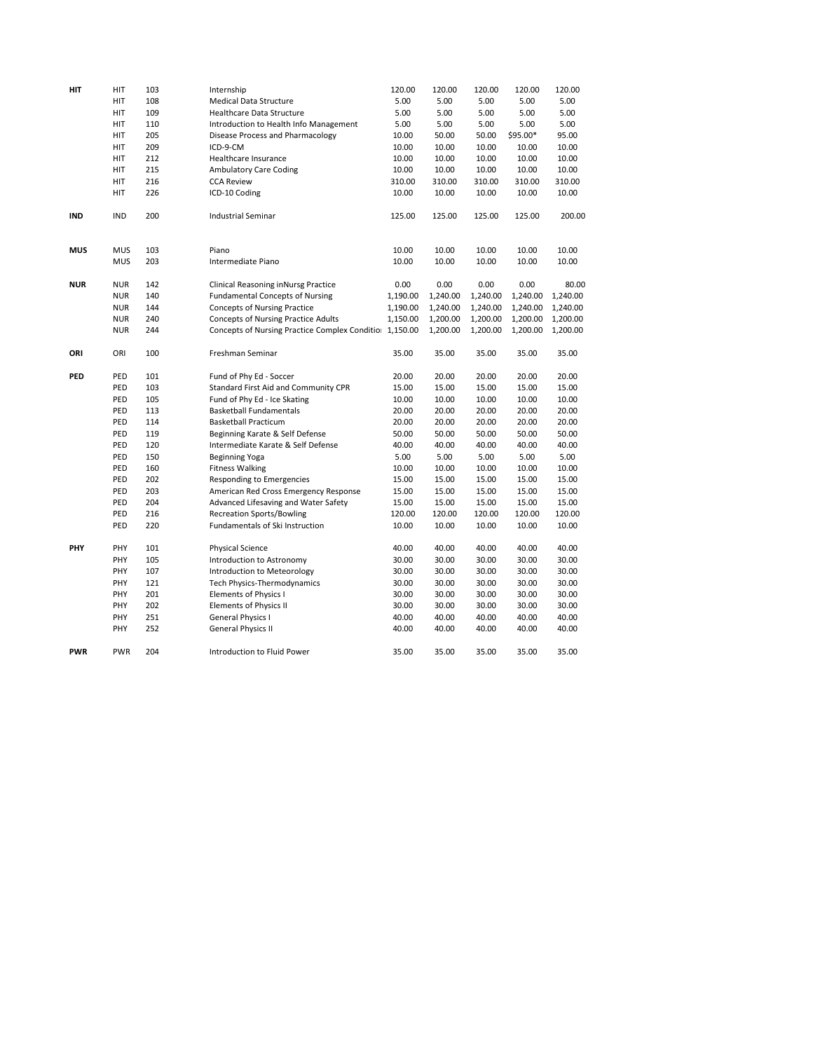| | | | | | | | | |
|---|---|---|---|---|---|---|---|---|
| **HIT** | HIT | 103 | Internship | 120.00 | 120.00 | 120.00 | 120.00 | 120.00 |
| | HIT | 108 | Medical Data Structure | 5.00 | 5.00 | 5.00 | 5.00 | 5.00 |
| | HIT | 109 | Healthcare Data Structure | 5.00 | 5.00 | 5.00 | 5.00 | 5.00 |
| | HIT | 110 | Introduction to Health Info Management | 5.00 | 5.00 | 5.00 | 5.00 | 5.00 |
| | HIT | 205 | Disease Process and Pharmacology | 10.00 | 50.00 | 50.00 | $95.00* | 95.00 |
| | HIT | 209 | ICD-9-CM | 10.00 | 10.00 | 10.00 | 10.00 | 10.00 |
| | HIT | 212 | Healthcare Insurance | 10.00 | 10.00 | 10.00 | 10.00 | 10.00 |
| | HIT | 215 | Ambulatory Care Coding | 10.00 | 10.00 | 10.00 | 10.00 | 10.00 |
| | HIT | 216 | CCA Review | 310.00 | 310.00 | 310.00 | 310.00 | 310.00 |
| | HIT | 226 | ICD-10 Coding | 10.00 | 10.00 | 10.00 | 10.00 | 10.00 |
| **IND** | IND | 200 | Industrial Seminar | 125.00 | 125.00 | 125.00 | 125.00 | 200.00 |
| **MUS** | MUS | 103 | Piano | 10.00 | 10.00 | 10.00 | 10.00 | 10.00 |
| | MUS | 203 | Intermediate Piano | 10.00 | 10.00 | 10.00 | 10.00 | 10.00 |
| **NUR** | NUR | 142 | Clinical Reasoning inNursg Practice | 0.00 | 0.00 | 0.00 | 0.00 | 80.00 |
| | NUR | 140 | Fundamental Concepts of Nursing | 1,190.00 | 1,240.00 | 1,240.00 | 1,240.00 | 1,240.00 |
| | NUR | 144 | Concepts of Nursing Practice | 1,190.00 | 1,240.00 | 1,240.00 | 1,240.00 | 1,240.00 |
| | NUR | 240 | Concepts of Nursing Practice Adults | 1,150.00 | 1,200.00 | 1,200.00 | 1,200.00 | 1,200.00 |
| | NUR | 244 | Concepts of Nursing Practice Complex Conditio | 1,150.00 | 1,200.00 | 1,200.00 | 1,200.00 | 1,200.00 |
| **ORI** | ORI | 100 | Freshman Seminar | 35.00 | 35.00 | 35.00 | 35.00 | 35.00 |
| **PED** | PED | 101 | Fund of Phy Ed - Soccer | 20.00 | 20.00 | 20.00 | 20.00 | 20.00 |
| | PED | 103 | Standard First Aid and Community CPR | 15.00 | 15.00 | 15.00 | 15.00 | 15.00 |
| | PED | 105 | Fund of Phy Ed - Ice Skating | 10.00 | 10.00 | 10.00 | 10.00 | 10.00 |
| | PED | 113 | Basketball Fundamentals | 20.00 | 20.00 | 20.00 | 20.00 | 20.00 |
| | PED | 114 | Basketball Practicum | 20.00 | 20.00 | 20.00 | 20.00 | 20.00 |
| | PED | 119 | Beginning Karate & Self Defense | 50.00 | 50.00 | 50.00 | 50.00 | 50.00 |
| | PED | 120 | Intermediate Karate & Self Defense | 40.00 | 40.00 | 40.00 | 40.00 | 40.00 |
| | PED | 150 | Beginning Yoga | 5.00 | 5.00 | 5.00 | 5.00 | 5.00 |
| | PED | 160 | Fitness Walking | 10.00 | 10.00 | 10.00 | 10.00 | 10.00 |
| | PED | 202 | Responding to Emergencies | 15.00 | 15.00 | 15.00 | 15.00 | 15.00 |
| | PED | 203 | American Red Cross Emergency Response | 15.00 | 15.00 | 15.00 | 15.00 | 15.00 |
| | PED | 204 | Advanced Lifesaving and Water Safety | 15.00 | 15.00 | 15.00 | 15.00 | 15.00 |
| | PED | 216 | Recreation Sports/Bowling | 120.00 | 120.00 | 120.00 | 120.00 | 120.00 |
| | PED | 220 | Fundamentals of Ski Instruction | 10.00 | 10.00 | 10.00 | 10.00 | 10.00 |
| **PHY** | PHY | 101 | Physical Science | 40.00 | 40.00 | 40.00 | 40.00 | 40.00 |
| | PHY | 105 | Introduction to Astronomy | 30.00 | 30.00 | 30.00 | 30.00 | 30.00 |
| | PHY | 107 | Introduction to Meteorology | 30.00 | 30.00 | 30.00 | 30.00 | 30.00 |
| | PHY | 121 | Tech Physics-Thermodynamics | 30.00 | 30.00 | 30.00 | 30.00 | 30.00 |
| | PHY | 201 | Elements of Physics I | 30.00 | 30.00 | 30.00 | 30.00 | 30.00 |
| | PHY | 202 | Elements of Physics II | 30.00 | 30.00 | 30.00 | 30.00 | 30.00 |
| | PHY | 251 | General Physics I | 40.00 | 40.00 | 40.00 | 40.00 | 40.00 |
| | PHY | 252 | General Physics II | 40.00 | 40.00 | 40.00 | 40.00 | 40.00 |
| **PWR** | PWR | 204 | Introduction to Fluid Power | 35.00 | 35.00 | 35.00 | 35.00 | 35.00 |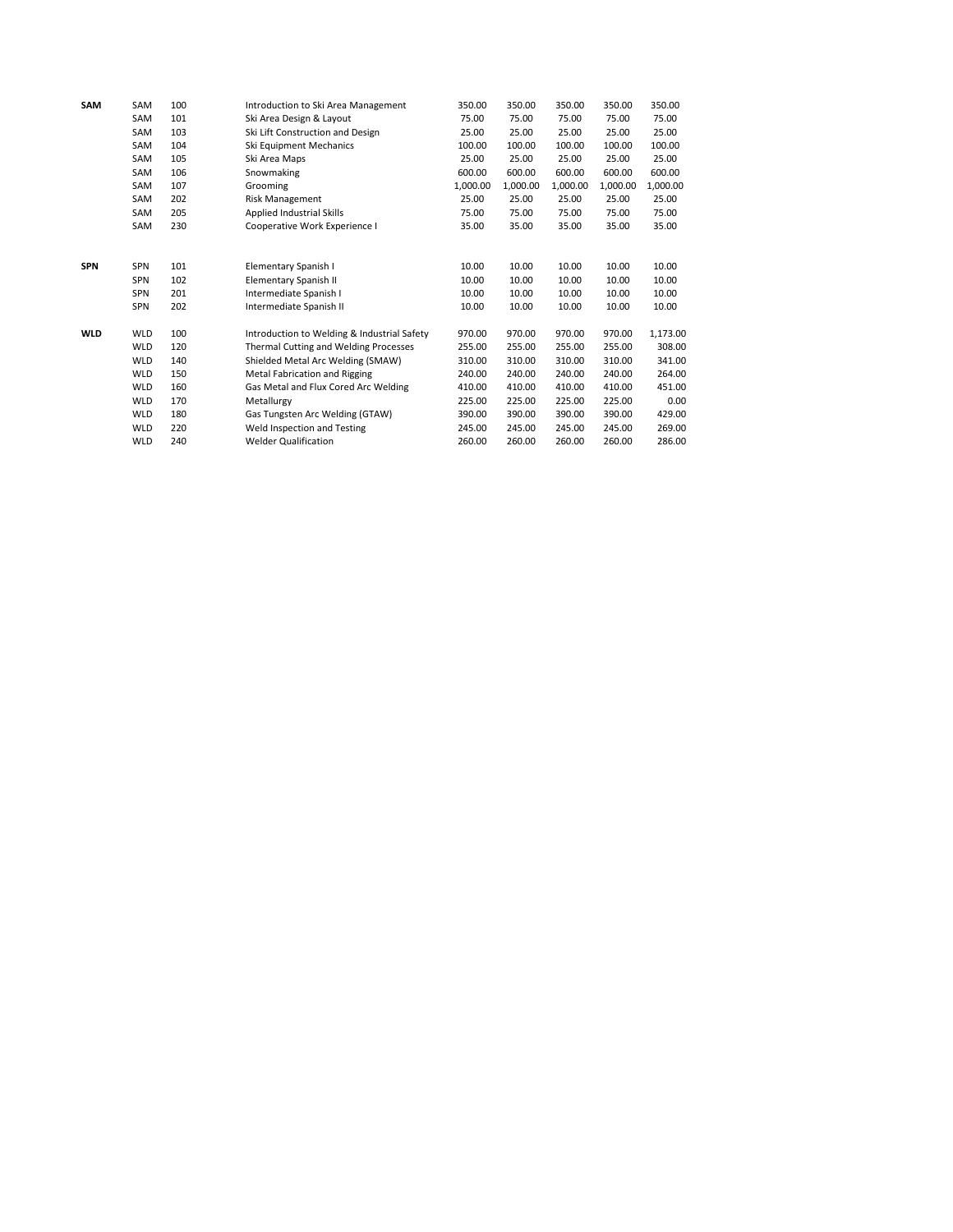| | | | | | | | | |
|---|---|---|---|---|---|---|---|---|
| **SAM** | SAM | 100 | Introduction to Ski Area Management | 350.00 | 350.00 | 350.00 | 350.00 | 350.00 |
| | SAM | 101 | Ski Area Design & Layout | 75.00 | 75.00 | 75.00 | 75.00 | 75.00 |
| | SAM | 103 | Ski Lift Construction and Design | 25.00 | 25.00 | 25.00 | 25.00 | 25.00 |
| | SAM | 104 | Ski Equipment Mechanics | 100.00 | 100.00 | 100.00 | 100.00 | 100.00 |
| | SAM | 105 | Ski Area Maps | 25.00 | 25.00 | 25.00 | 25.00 | 25.00 |
| | SAM | 106 | Snowmaking | 600.00 | 600.00 | 600.00 | 600.00 | 600.00 |
| | SAM | 107 | Grooming | 1,000.00 | 1,000.00 | 1,000.00 | 1,000.00 | 1,000.00 |
| | SAM | 202 | Risk Management | 25.00 | 25.00 | 25.00 | 25.00 | 25.00 |
| | SAM | 205 | Applied Industrial Skills | 75.00 | 75.00 | 75.00 | 75.00 | 75.00 |
| | SAM | 230 | Cooperative Work Experience I | 35.00 | 35.00 | 35.00 | 35.00 | 35.00 |
| **SPN** | SPN | 101 | Elementary Spanish I | 10.00 | 10.00 | 10.00 | 10.00 | 10.00 |
| | SPN | 102 | Elementary Spanish II | 10.00 | 10.00 | 10.00 | 10.00 | 10.00 |
| | SPN | 201 | Intermediate Spanish I | 10.00 | 10.00 | 10.00 | 10.00 | 10.00 |
| | SPN | 202 | Intermediate Spanish II | 10.00 | 10.00 | 10.00 | 10.00 | 10.00 |
| **WLD** | WLD | 100 | Introduction to Welding & Industrial Safety | 970.00 | 970.00 | 970.00 | 970.00 | 1,173.00 |
| | WLD | 120 | Thermal Cutting and Welding Processes | 255.00 | 255.00 | 255.00 | 255.00 | 308.00 |
| | WLD | 140 | Shielded Metal Arc Welding (SMAW) | 310.00 | 310.00 | 310.00 | 310.00 | 341.00 |
| | WLD | 150 | Metal Fabrication and Rigging | 240.00 | 240.00 | 240.00 | 240.00 | 264.00 |
| | WLD | 160 | Gas Metal and Flux Cored Arc Welding | 410.00 | 410.00 | 410.00 | 410.00 | 451.00 |
| | WLD | 170 | Metallurgy | 225.00 | 225.00 | 225.00 | 225.00 | 0.00 |
| | WLD | 180 | Gas Tungsten Arc Welding (GTAW) | 390.00 | 390.00 | 390.00 | 390.00 | 429.00 |
| | WLD | 220 | Weld Inspection and Testing | 245.00 | 245.00 | 245.00 | 245.00 | 269.00 |
| | WLD | 240 | Welder Qualification | 260.00 | 260.00 | 260.00 | 260.00 | 286.00 |